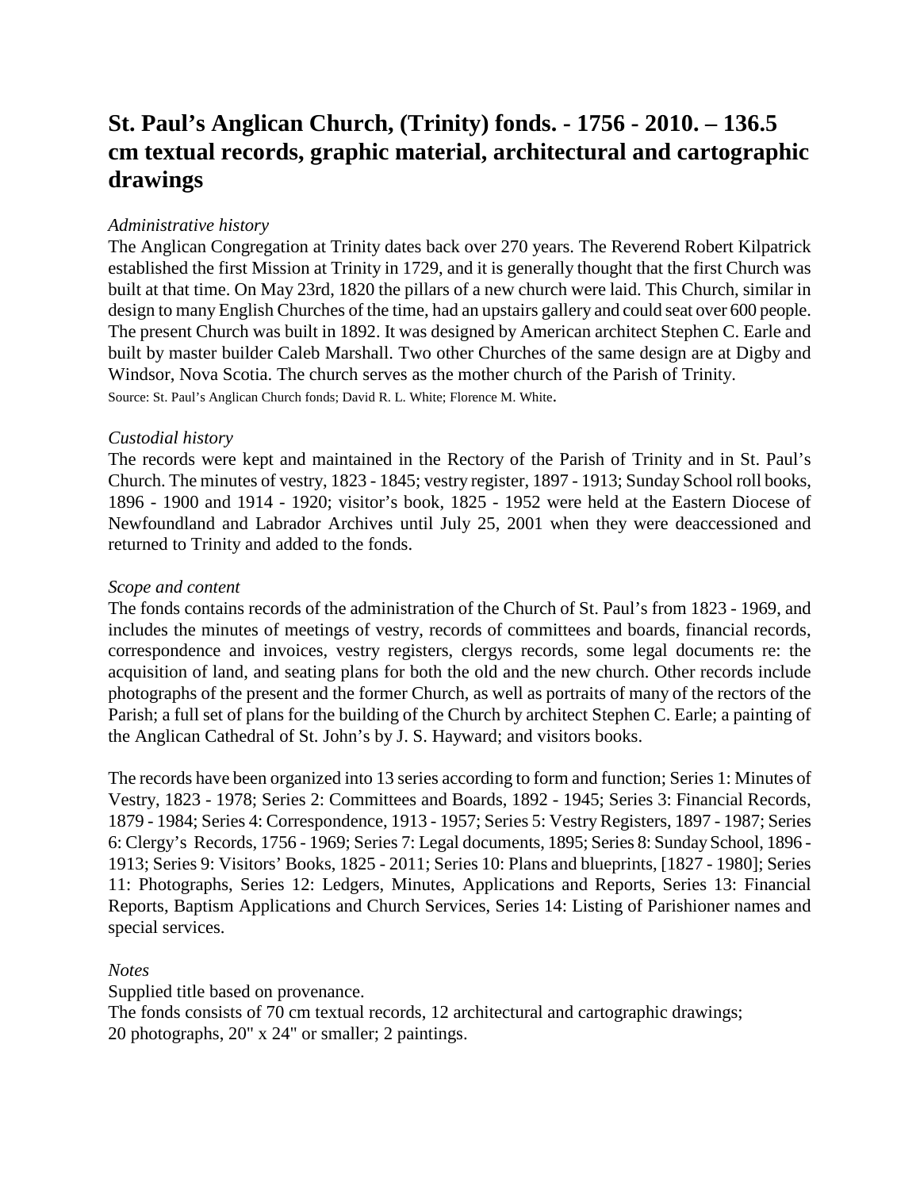# St. Paul's Anglican Church, (Trinity) fonds. - 1756 - 2010. – 136.5 cm textual records, graphic material, architectural and cartographic drawings

*Administrative history*

The Anglican Congregation at Trinity dates back over 270 years. The Reverend Robert Kilpatrick established the first Mission at Trinity in 1729, and it is generally thought that the first Church was built at that time. On May 23rd, 1820 the pillars of a new church were laid. This Church, similar in design to many English Churches of the time, had an upstairs gallery and could seat over 600 people. The present Church was built in 1892. It was designed by American architect Stephen C. Earle and built by master builder Caleb Marshall. Two other Churches of the same design are at Digby and Windsor, Nova Scotia. The church serves as the mother church of the Parish of Trinity.

Source: St. Paul's Anglican Church fonds; David R. L. White; Florence M. White.

*Custodial history*

The records were kept and maintained in the Rectory of the Parish of Trinity and in St. Paul's Church. The minutes of vestry, 1823 - 1845; vestry register, 1897 - 1913; Sunday School roll books, 1896 - 1900 and 1914 - 1920; visitor's book, 1825 - 1952 were held at the Eastern Diocese of Newfoundland and Labrador Archives until July 25, 2001 when they were deaccessioned and returned to Trinity and added to the fonds.

*Scope and content*

The fonds contains records of the administration of the Church of St. Paul's from 1823 - 1969, and includes the minutes of meetings of vestry, records of committees and boards, financial records, correspondence and invoices, vestry registers, clergys records, some legal documents re: the acquisition of land, and seating plans for both the old and the new church. Other records include photographs of the present and the former Church, as well as portraits of many of the rectors of the Parish; a full set of plans for the building of the Church by architect Stephen C. Earle; a painting of the Anglican Cathedral of St. John's by J. S. Hayward; and visitors books.

The records have been organized into 13 series according to form and function; Series 1: Minutes of Vestry, 1823 - 1978; Series 2: Committees and Boards, 1892 - 1945; Series 3: Financial Records, 1879 - 1984; Series 4: Correspondence, 1913 - 1957; Series 5: Vestry Registers, 1897 - 1987; Series 6: Clergy's Records, 1756 - 1969; Series 7: Legal documents, 1895; Series 8: Sunday School, 1896 - 1913; Series 9: Visitors' Books, 1825 - 2011; Series 10: Plans and blueprints, [1827 - 1980]; Series 11: Photographs, Series 12: Ledgers, Minutes, Applications and Reports, Series 13: Financial Reports, Baptism Applications and Church Services, Series 14: Listing of Parishioner names and special services.

*Notes*

Supplied title based on provenance.
The fonds consists of 70 cm textual records, 12 architectural and cartographic drawings;
20 photographs, 20" x 24" or smaller; 2 paintings.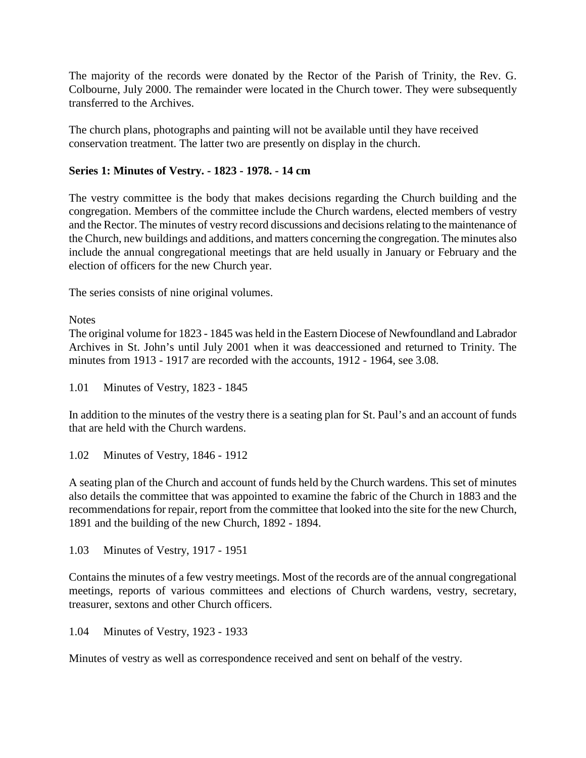The majority of the records were donated by the Rector of the Parish of Trinity, the Rev. G. Colbourne, July 2000. The remainder were located in the Church tower. They were subsequently transferred to the Archives.

The church plans, photographs and painting will not be available until they have received conservation treatment. The latter two are presently on display in the church.

**Series 1: Minutes of Vestry. - 1823 - 1978. - 14 cm**

The vestry committee is the body that makes decisions regarding the Church building and the congregation. Members of the committee include the Church wardens, elected members of vestry and the Rector. The minutes of vestry record discussions and decisions relating to the maintenance of the Church, new buildings and additions, and matters concerning the congregation. The minutes also include the annual congregational meetings that are held usually in January or February and the election of officers for the new Church year.

The series consists of nine original volumes.

Notes
The original volume for 1823 - 1845 was held in the Eastern Diocese of Newfoundland and Labrador Archives in St. John's until July 2001 when it was deaccessioned and returned to Trinity. The minutes from 1913 - 1917 are recorded with the accounts, 1912 - 1964, see 3.08.

1.01 Minutes of Vestry, 1823 - 1845

In addition to the minutes of the vestry there is a seating plan for St. Paul's and an account of funds that are held with the Church wardens.

1.02 Minutes of Vestry, 1846 - 1912

A seating plan of the Church and account of funds held by the Church wardens. This set of minutes also details the committee that was appointed to examine the fabric of the Church in 1883 and the recommendations for repair, report from the committee that looked into the site for the new Church, 1891 and the building of the new Church, 1892 - 1894.

1.03 Minutes of Vestry, 1917 - 1951

Contains the minutes of a few vestry meetings. Most of the records are of the annual congregational meetings, reports of various committees and elections of Church wardens, vestry, secretary, treasurer, sextons and other Church officers.

1.04 Minutes of Vestry, 1923 - 1933

Minutes of vestry as well as correspondence received and sent on behalf of the vestry.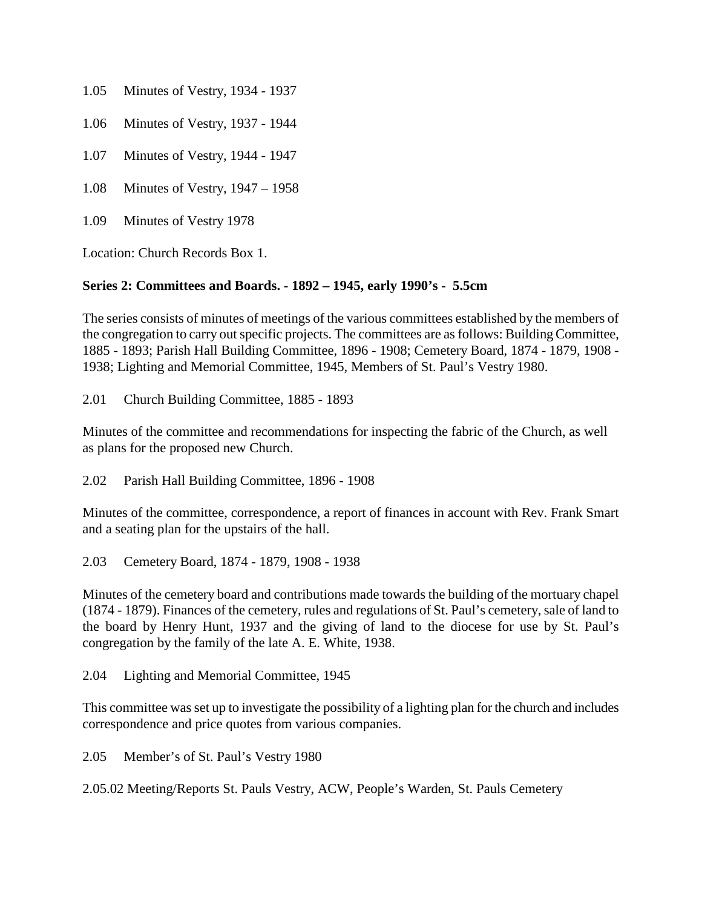1.05 Minutes of Vestry, 1934 - 1937

1.06 Minutes of Vestry, 1937 - 1944

1.07 Minutes of Vestry, 1944 - 1947

1.08 Minutes of Vestry, 1947 – 1958

1.09 Minutes of Vestry 1978

Location: Church Records Box 1.

**Series 2: Committees and Boards. - 1892 – 1945, early 1990's - 5.5cm**

The series consists of minutes of meetings of the various committees established by the members of the congregation to carry out specific projects. The committees are as follows: Building Committee, 1885 - 1893; Parish Hall Building Committee, 1896 - 1908; Cemetery Board, 1874 - 1879, 1908 - 1938; Lighting and Memorial Committee, 1945, Members of St. Paul's Vestry 1980.

2.01 Church Building Committee, 1885 - 1893

Minutes of the committee and recommendations for inspecting the fabric of the Church, as well as plans for the proposed new Church.

2.02 Parish Hall Building Committee, 1896 - 1908

Minutes of the committee, correspondence, a report of finances in account with Rev. Frank Smart and a seating plan for the upstairs of the hall.

2.03 Cemetery Board, 1874 - 1879, 1908 - 1938

Minutes of the cemetery board and contributions made towards the building of the mortuary chapel (1874 - 1879). Finances of the cemetery, rules and regulations of St. Paul's cemetery, sale of land to the board by Henry Hunt, 1937 and the giving of land to the diocese for use by St. Paul's congregation by the family of the late A. E. White, 1938.

2.04 Lighting and Memorial Committee, 1945

This committee was set up to investigate the possibility of a lighting plan for the church and includes correspondence and price quotes from various companies.

2.05 Member's of St. Paul's Vestry 1980

2.05.02 Meeting/Reports St. Pauls Vestry, ACW, People's Warden, St. Pauls Cemetery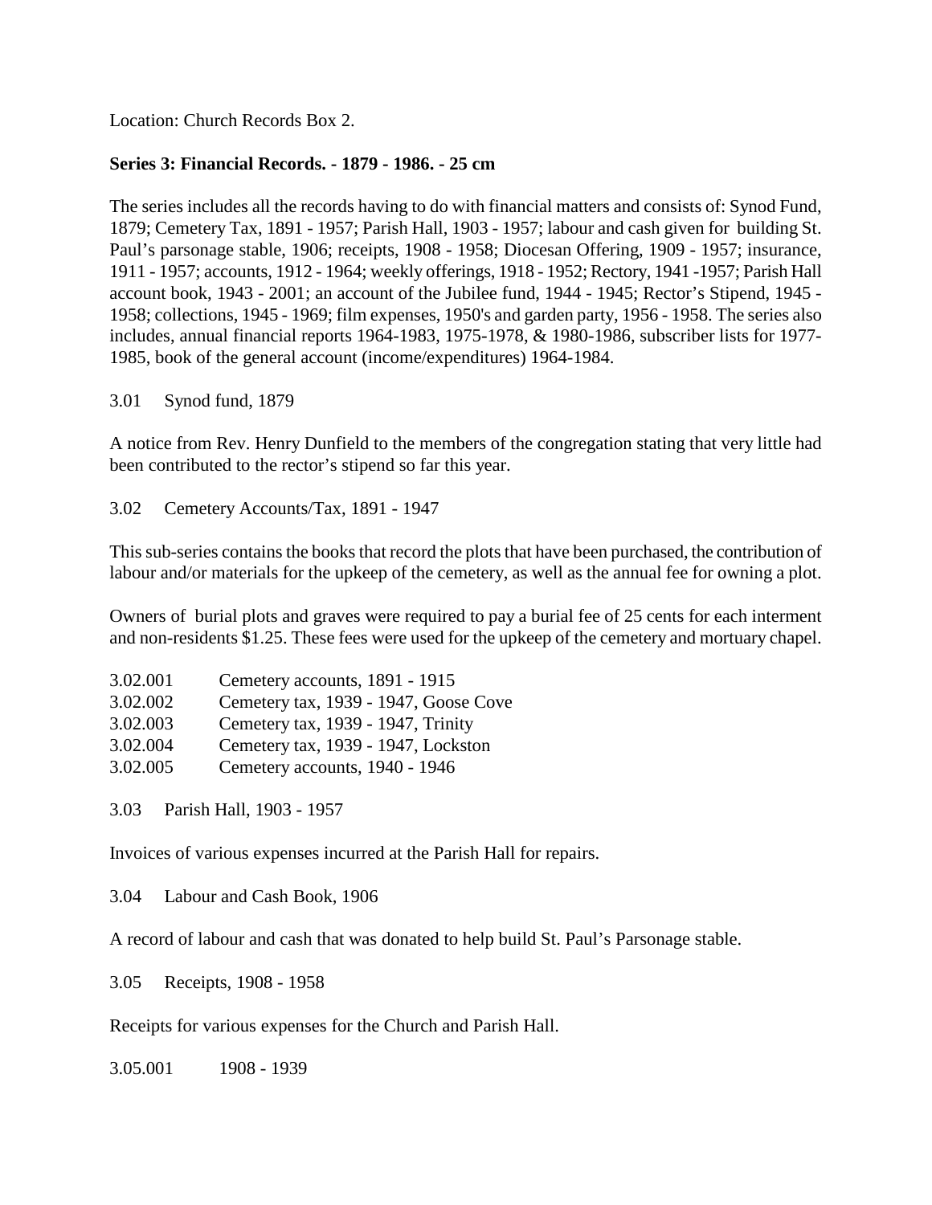Location: Church Records Box 2.

**Series 3: Financial Records. - 1879 - 1986. - 25 cm**

The series includes all the records having to do with financial matters and consists of: Synod Fund, 1879; Cemetery Tax, 1891 - 1957; Parish Hall, 1903 - 1957; labour and cash given for building St. Paul's parsonage stable, 1906; receipts, 1908 - 1958; Diocesan Offering, 1909 - 1957; insurance, 1911 - 1957; accounts, 1912 - 1964; weekly offerings, 1918 - 1952; Rectory, 1941 -1957; Parish Hall account book, 1943 - 2001; an account of the Jubilee fund, 1944 - 1945; Rector's Stipend, 1945 - 1958; collections, 1945 - 1969; film expenses, 1950's and garden party, 1956 - 1958. The series also includes, annual financial reports 1964-1983, 1975-1978, & 1980-1986, subscriber lists for 1977-1985, book of the general account (income/expenditures) 1964-1984.

3.01 Synod fund, 1879

A notice from Rev. Henry Dunfield to the members of the congregation stating that very little had been contributed to the rector's stipend so far this year.

3.02 Cemetery Accounts/Tax, 1891 - 1947

This sub-series contains the books that record the plots that have been purchased, the contribution of labour and/or materials for the upkeep of the cemetery, as well as the annual fee for owning a plot.

Owners of burial plots and graves were required to pay a burial fee of 25 cents for each interment and non-residents $1.25. These fees were used for the upkeep of the cemetery and mortuary chapel.

3.02.001 Cemetery accounts, 1891 - 1915
3.02.002 Cemetery tax, 1939 - 1947, Goose Cove
3.02.003 Cemetery tax, 1939 - 1947, Trinity
3.02.004 Cemetery tax, 1939 - 1947, Lockston
3.02.005 Cemetery accounts, 1940 - 1946

3.03 Parish Hall, 1903 - 1957

Invoices of various expenses incurred at the Parish Hall for repairs.

3.04 Labour and Cash Book, 1906

A record of labour and cash that was donated to help build St. Paul's Parsonage stable.

3.05 Receipts, 1908 - 1958

Receipts for various expenses for the Church and Parish Hall.

3.05.001 1908 - 1939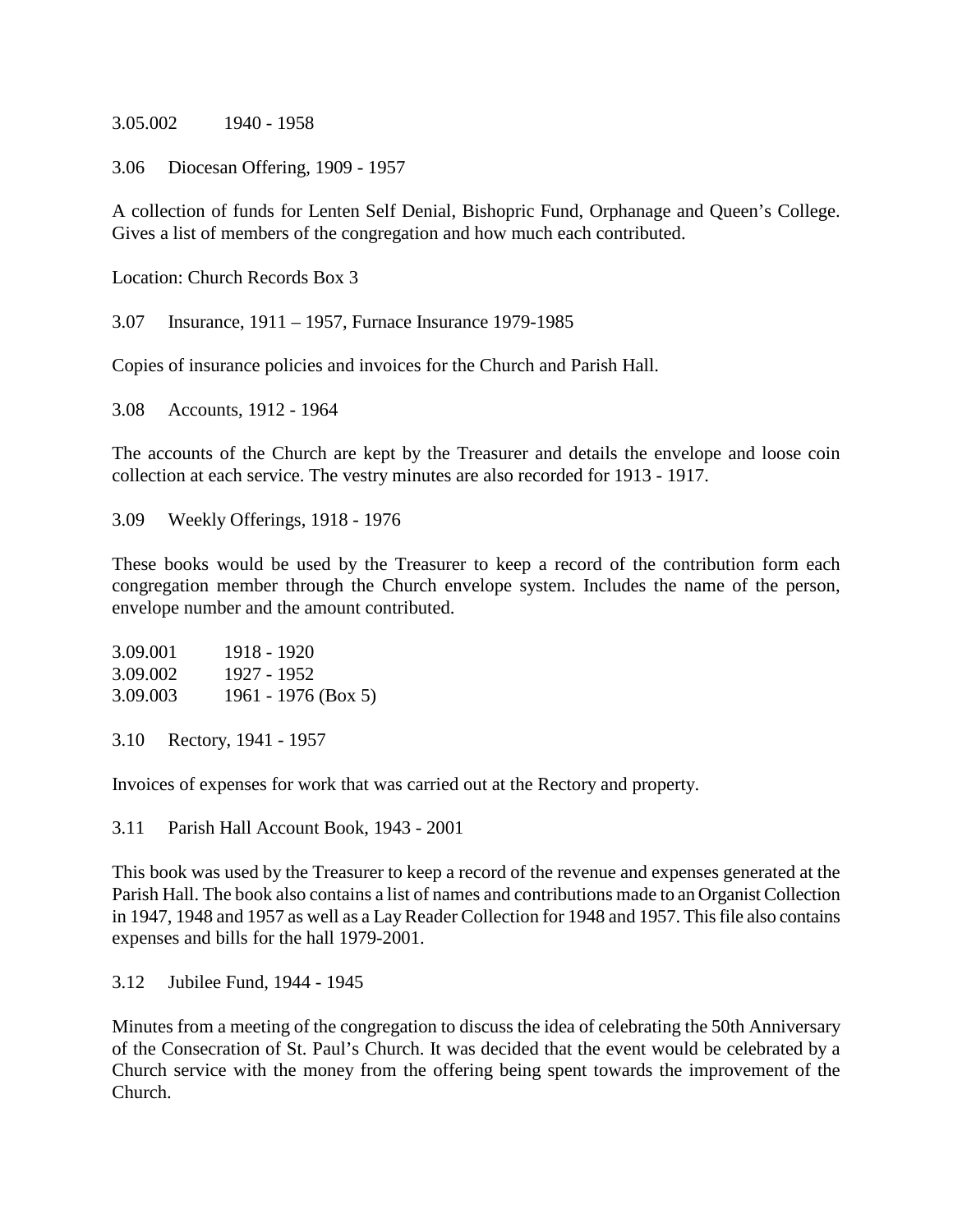3.05.002 1940 - 1958

3.06 Diocesan Offering, 1909 - 1957

A collection of funds for Lenten Self Denial, Bishopric Fund, Orphanage and Queen's College. Gives a list of members of the congregation and how much each contributed.

Location: Church Records Box 3

3.07 Insurance, 1911 – 1957, Furnace Insurance 1979-1985

Copies of insurance policies and invoices for the Church and Parish Hall.

3.08 Accounts, 1912 - 1964

The accounts of the Church are kept by the Treasurer and details the envelope and loose coin collection at each service. The vestry minutes are also recorded for 1913 - 1917.

3.09 Weekly Offerings, 1918 - 1976

These books would be used by the Treasurer to keep a record of the contribution form each congregation member through the Church envelope system. Includes the name of the person, envelope number and the amount contributed.

3.09.001 1918 - 1920
3.09.002 1927 - 1952
3.09.003 1961 - 1976 (Box 5)

3.10 Rectory, 1941 - 1957

Invoices of expenses for work that was carried out at the Rectory and property.

3.11 Parish Hall Account Book, 1943 - 2001

This book was used by the Treasurer to keep a record of the revenue and expenses generated at the Parish Hall. The book also contains a list of names and contributions made to an Organist Collection in 1947, 1948 and 1957 as well as a Lay Reader Collection for 1948 and 1957. This file also contains expenses and bills for the hall 1979-2001.

3.12 Jubilee Fund, 1944 - 1945

Minutes from a meeting of the congregation to discuss the idea of celebrating the 50th Anniversary of the Consecration of St. Paul's Church. It was decided that the event would be celebrated by a Church service with the money from the offering being spent towards the improvement of the Church.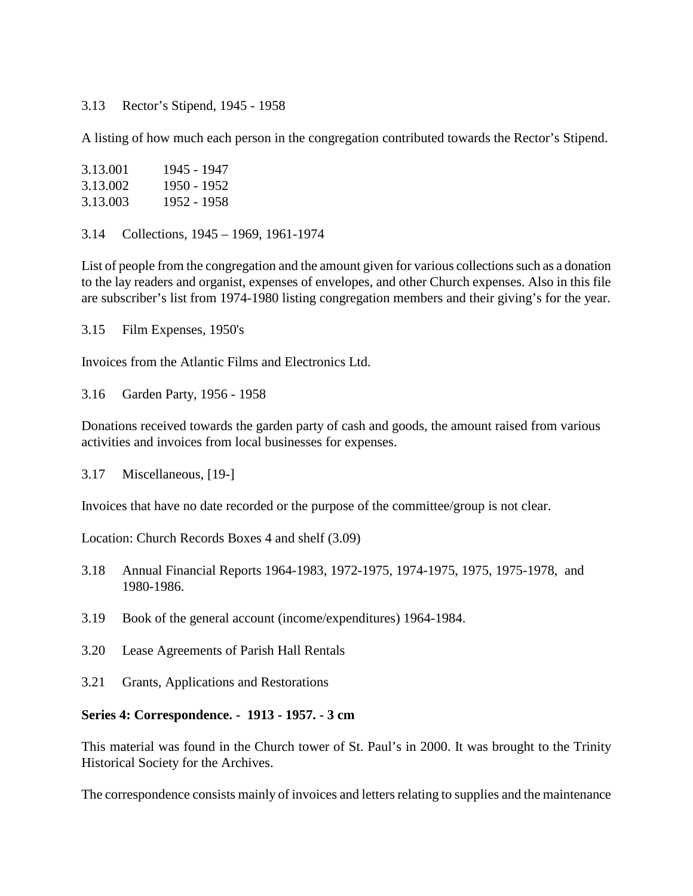3.13 Rector's Stipend, 1945 - 1958

A listing of how much each person in the congregation contributed towards the Rector's Stipend.

3.13.001 1945 - 1947
3.13.002 1950 - 1952
3.13.003 1952 - 1958

3.14 Collections, 1945 – 1969, 1961-1974

List of people from the congregation and the amount given for various collections such as a donation to the lay readers and organist, expenses of envelopes, and other Church expenses. Also in this file are subscriber's list from 1974-1980 listing congregation members and their giving's for the year.

3.15 Film Expenses, 1950's

Invoices from the Atlantic Films and Electronics Ltd.

3.16 Garden Party, 1956 - 1958

Donations received towards the garden party of cash and goods, the amount raised from various activities and invoices from local businesses for expenses.

3.17 Miscellaneous, [19-]

Invoices that have no date recorded or the purpose of the committee/group is not clear.

Location: Church Records Boxes 4 and shelf (3.09)

3.18 Annual Financial Reports 1964-1983, 1972-1975, 1974-1975, 1975, 1975-1978, and 1980-1986.

3.19 Book of the general account (income/expenditures) 1964-1984.

3.20 Lease Agreements of Parish Hall Rentals

3.21 Grants, Applications and Restorations

**Series 4: Correspondence. - 1913 - 1957. - 3 cm**

This material was found in the Church tower of St. Paul's in 2000. It was brought to the Trinity Historical Society for the Archives.

The correspondence consists mainly of invoices and letters relating to supplies and the maintenance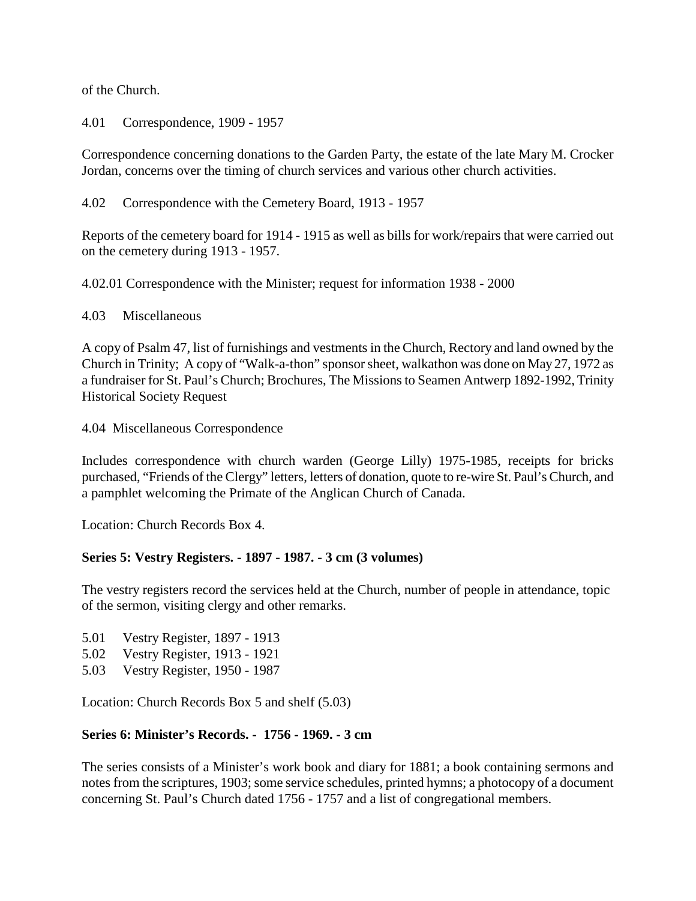of the Church.

4.01 Correspondence, 1909 - 1957

Correspondence concerning donations to the Garden Party, the estate of the late Mary M. Crocker Jordan, concerns over the timing of church services and various other church activities.

4.02 Correspondence with the Cemetery Board, 1913 - 1957

Reports of the cemetery board for 1914 - 1915 as well as bills for work/repairs that were carried out on the cemetery during 1913 - 1957.

4.02.01 Correspondence with the Minister; request for information 1938 - 2000

4.03 Miscellaneous

A copy of Psalm 47, list of furnishings and vestments in the Church, Rectory and land owned by the Church in Trinity; A copy of "Walk-a-thon" sponsor sheet, walkathon was done on May 27, 1972 as a fundraiser for St. Paul's Church; Brochures, The Missions to Seamen Antwerp 1892-1992, Trinity Historical Society Request

4.04 Miscellaneous Correspondence

Includes correspondence with church warden (George Lilly) 1975-1985, receipts for bricks purchased, "Friends of the Clergy" letters, letters of donation, quote to re-wire St. Paul's Church, and a pamphlet welcoming the Primate of the Anglican Church of Canada.

Location: Church Records Box 4.

**Series 5: Vestry Registers. - 1897 - 1987. - 3 cm (3 volumes)**

The vestry registers record the services held at the Church, number of people in attendance, topic of the sermon, visiting clergy and other remarks.

5.01 Vestry Register, 1897 - 1913
5.02 Vestry Register, 1913 - 1921
5.03 Vestry Register, 1950 - 1987

Location: Church Records Box 5 and shelf (5.03)

**Series 6: Minister's Records. - 1756 - 1969. - 3 cm**

The series consists of a Minister's work book and diary for 1881; a book containing sermons and notes from the scriptures, 1903; some service schedules, printed hymns; a photocopy of a document concerning St. Paul's Church dated 1756 - 1757 and a list of congregational members.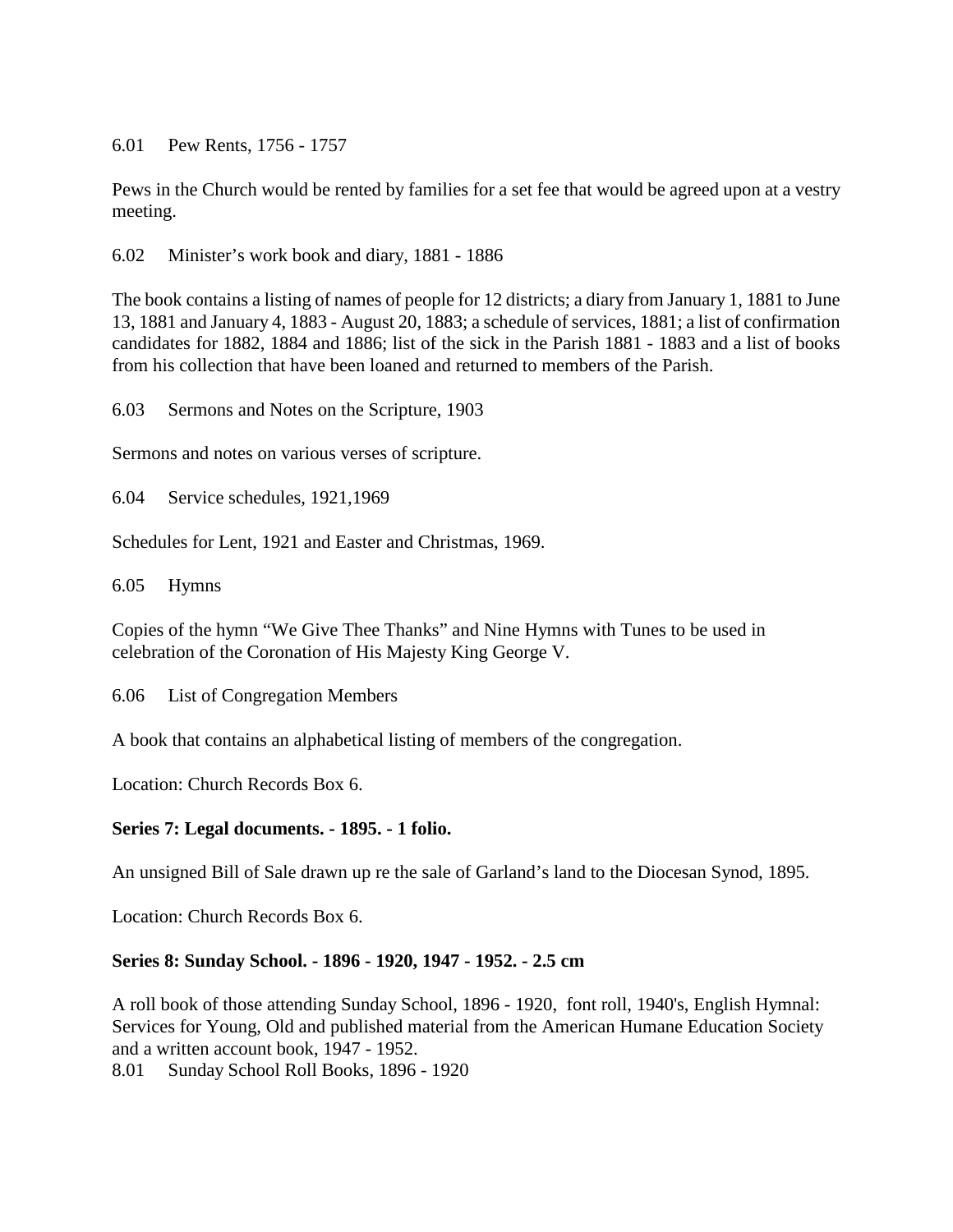6.01 Pew Rents, 1756 - 1757

Pews in the Church would be rented by families for a set fee that would be agreed upon at a vestry meeting.

6.02 Minister's work book and diary, 1881 - 1886

The book contains a listing of names of people for 12 districts; a diary from January 1, 1881 to June 13, 1881 and January 4, 1883 - August 20, 1883; a schedule of services, 1881; a list of confirmation candidates for 1882, 1884 and 1886; list of the sick in the Parish 1881 - 1883 and a list of books from his collection that have been loaned and returned to members of the Parish.

6.03 Sermons and Notes on the Scripture, 1903

Sermons and notes on various verses of scripture.

6.04 Service schedules, 1921,1969

Schedules for Lent, 1921 and Easter and Christmas, 1969.

6.05 Hymns

Copies of the hymn "We Give Thee Thanks" and Nine Hymns with Tunes to be used in celebration of the Coronation of His Majesty King George V.

6.06 List of Congregation Members

A book that contains an alphabetical listing of members of the congregation.

Location: Church Records Box 6.

**Series 7: Legal documents. - 1895. - 1 folio.**

An unsigned Bill of Sale drawn up re the sale of Garland's land to the Diocesan Synod, 1895.

Location: Church Records Box 6.

**Series 8: Sunday School. - 1896 - 1920, 1947 - 1952. - 2.5 cm**

A roll book of those attending Sunday School, 1896 - 1920, font roll, 1940's, English Hymnal: Services for Young, Old and published material from the American Humane Education Society and a written account book, 1947 - 1952.

8.01 Sunday School Roll Books, 1896 - 1920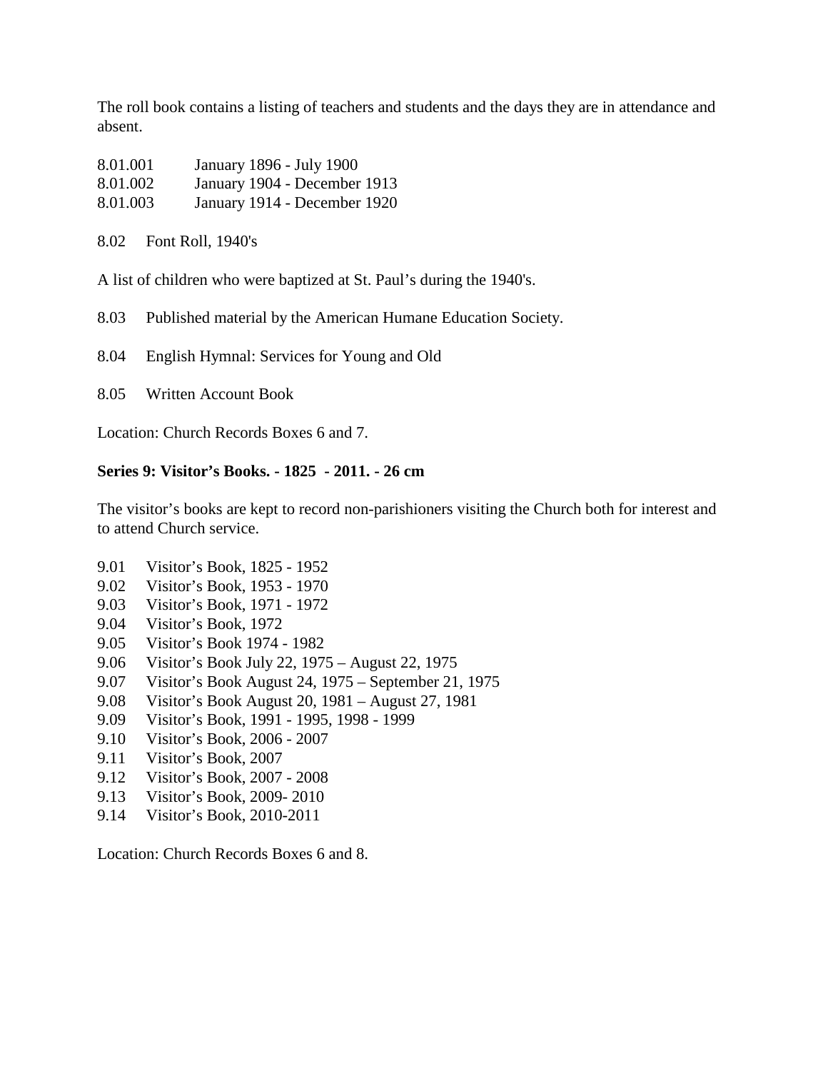The roll book contains a listing of teachers and students and the days they are in attendance and absent.

8.01.001 January 1896 - July 1900
8.01.002 January 1904 - December 1913
8.01.003 January 1914 - December 1920

8.02 Font Roll, 1940's

A list of children who were baptized at St. Paul's during the 1940's.

8.03 Published material by the American Humane Education Society.

8.04 English Hymnal: Services for Young and Old

8.05 Written Account Book

Location: Church Records Boxes 6 and 7.

**Series 9: Visitor's Books. - 1825 - 2011. - 26 cm**

The visitor's books are kept to record non-parishioners visiting the Church both for interest and to attend Church service.

9.01 Visitor's Book, 1825 - 1952
9.02 Visitor's Book, 1953 - 1970
9.03 Visitor's Book, 1971 - 1972
9.04 Visitor's Book, 1972
9.05 Visitor's Book 1974 - 1982
9.06 Visitor's Book July 22, 1975 – August 22, 1975
9.07 Visitor's Book August 24, 1975 – September 21, 1975
9.08 Visitor's Book August 20, 1981 – August 27, 1981
9.09 Visitor's Book, 1991 - 1995, 1998 - 1999
9.10 Visitor's Book, 2006 - 2007
9.11 Visitor's Book, 2007
9.12 Visitor's Book, 2007 - 2008
9.13 Visitor's Book, 2009- 2010
9.14 Visitor's Book, 2010-2011

Location: Church Records Boxes 6 and 8.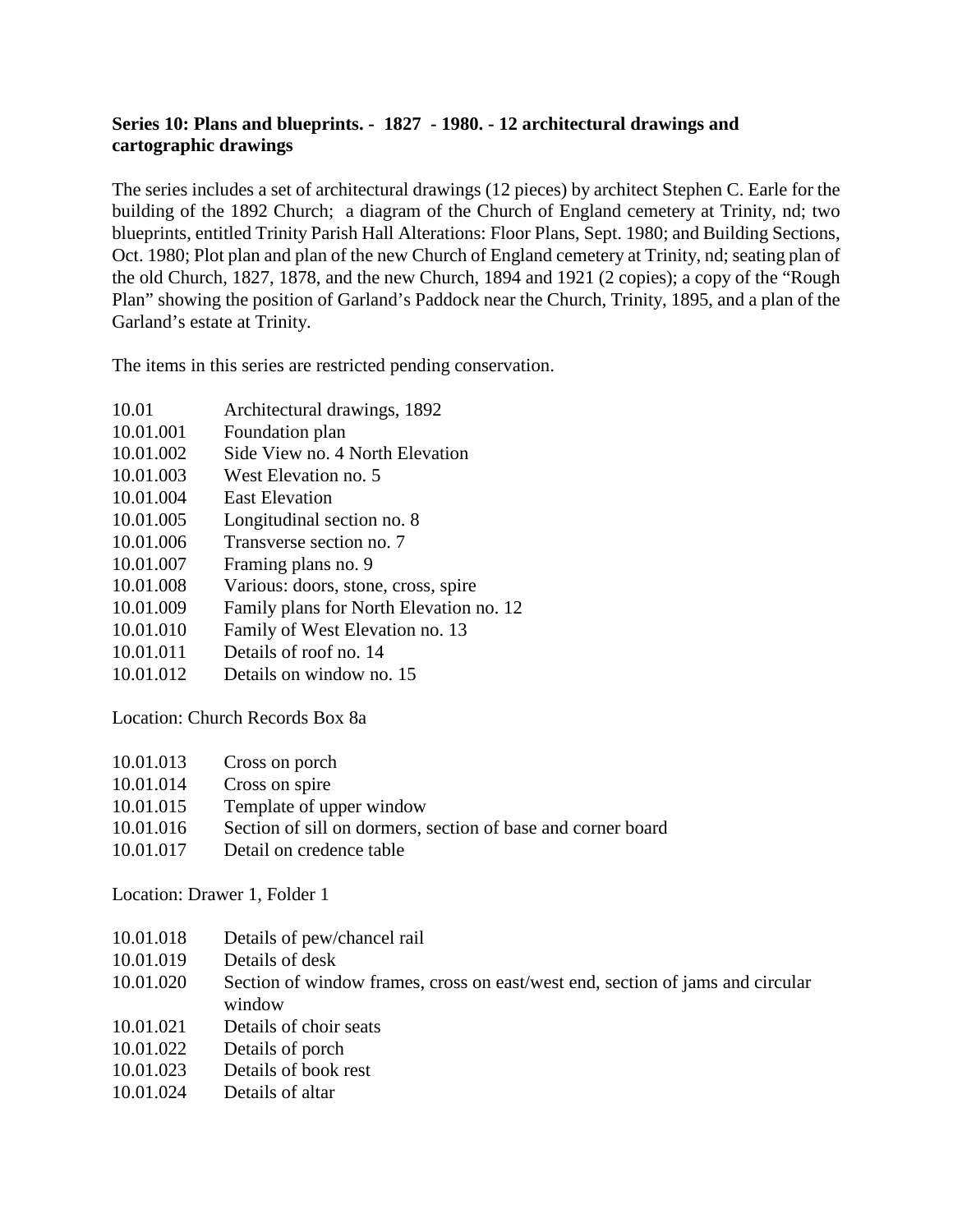**Series 10: Plans and blueprints. - 1827 - 1980. - 12 architectural drawings and cartographic drawings**

The series includes a set of architectural drawings (12 pieces) by architect Stephen C. Earle for the building of the 1892 Church; a diagram of the Church of England cemetery at Trinity, nd; two blueprints, entitled Trinity Parish Hall Alterations: Floor Plans, Sept. 1980; and Building Sections, Oct. 1980; Plot plan and plan of the new Church of England cemetery at Trinity, nd; seating plan of the old Church, 1827, 1878, and the new Church, 1894 and 1921 (2 copies); a copy of the "Rough Plan" showing the position of Garland's Paddock near the Church, Trinity, 1895, and a plan of the Garland's estate at Trinity.

The items in this series are restricted pending conservation.

10.01 Architectural drawings, 1892
10.01.001 Foundation plan
10.01.002 Side View no. 4 North Elevation
10.01.003 West Elevation no. 5
10.01.004 East Elevation
10.01.005 Longitudinal section no. 8
10.01.006 Transverse section no. 7
10.01.007 Framing plans no. 9
10.01.008 Various: doors, stone, cross, spire
10.01.009 Family plans for North Elevation no. 12
10.01.010 Family of West Elevation no. 13
10.01.011 Details of roof no. 14
10.01.012 Details on window no. 15

Location: Church Records Box 8a

10.01.013 Cross on porch
10.01.014 Cross on spire
10.01.015 Template of upper window
10.01.016 Section of sill on dormers, section of base and corner board
10.01.017 Detail on credence table

Location: Drawer 1, Folder 1

10.01.018 Details of pew/chancel rail
10.01.019 Details of desk
10.01.020 Section of window frames, cross on east/west end, section of jams and circular window
10.01.021 Details of choir seats
10.01.022 Details of porch
10.01.023 Details of book rest
10.01.024 Details of altar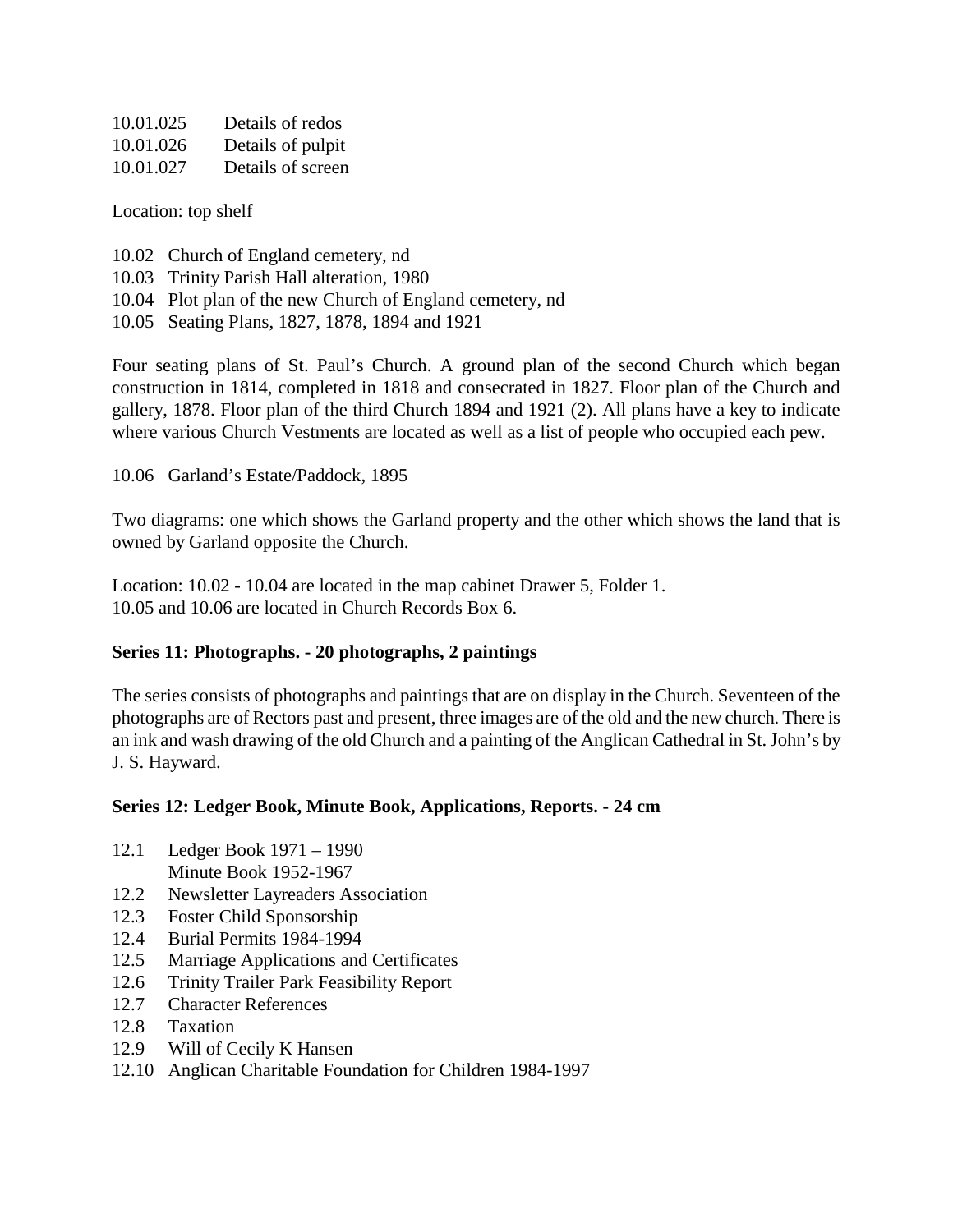10.01.025 Details of redos
10.01.026 Details of pulpit
10.01.027 Details of screen

Location: top shelf

10.02 Church of England cemetery, nd
10.03 Trinity Parish Hall alteration, 1980
10.04 Plot plan of the new Church of England cemetery, nd
10.05 Seating Plans, 1827, 1878, 1894 and 1921

Four seating plans of St. Paul's Church. A ground plan of the second Church which began construction in 1814, completed in 1818 and consecrated in 1827. Floor plan of the Church and gallery, 1878. Floor plan of the third Church 1894 and 1921 (2). All plans have a key to indicate where various Church Vestments are located as well as a list of people who occupied each pew.

10.06 Garland's Estate/Paddock, 1895

Two diagrams: one which shows the Garland property and the other which shows the land that is owned by Garland opposite the Church.

Location: 10.02 - 10.04 are located in the map cabinet Drawer 5, Folder 1.
10.05 and 10.06 are located in Church Records Box 6.

**Series 11: Photographs. - 20 photographs, 2 paintings**

The series consists of photographs and paintings that are on display in the Church. Seventeen of the photographs are of Rectors past and present, three images are of the old and the new church. There is an ink and wash drawing of the old Church and a painting of the Anglican Cathedral in St. John's by J. S. Hayward.

**Series 12: Ledger Book, Minute Book, Applications, Reports. - 24 cm**

12.1 Ledger Book 1971 – 1990
Minute Book 1952-1967
12.2 Newsletter Layreaders Association
12.3 Foster Child Sponsorship
12.4 Burial Permits 1984-1994
12.5 Marriage Applications and Certificates
12.6 Trinity Trailer Park Feasibility Report
12.7 Character References
12.8 Taxation
12.9 Will of Cecily K Hansen
12.10 Anglican Charitable Foundation for Children 1984-1997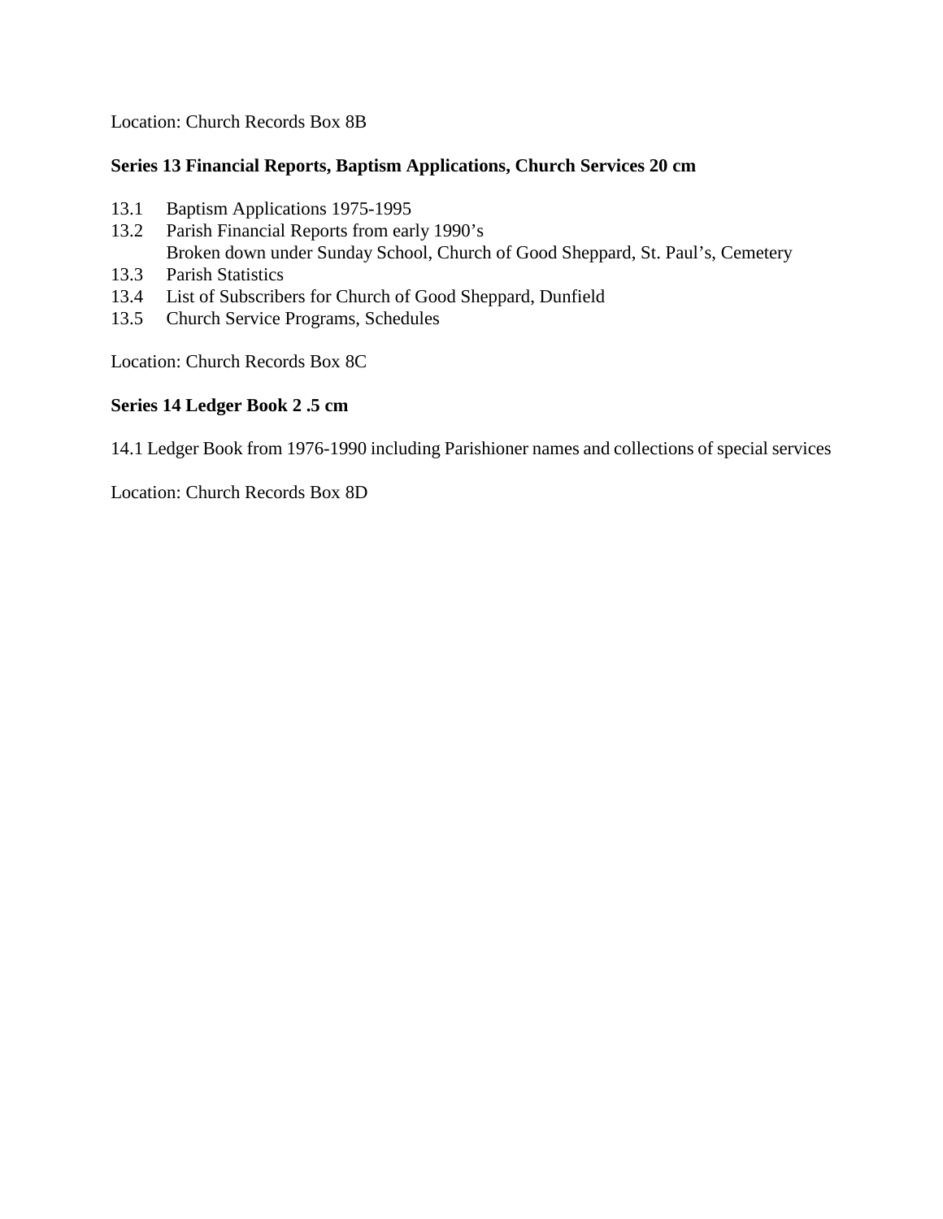Location: Church Records Box 8B

**Series 13 Financial Reports, Baptism Applications, Church Services 20 cm**

13.1 Baptism Applications 1975-1995
13.2 Parish Financial Reports from early 1990's
Broken down under Sunday School, Church of Good Sheppard, St. Paul's, Cemetery
13.3 Parish Statistics
13.4 List of Subscribers for Church of Good Sheppard, Dunfield
13.5 Church Service Programs, Schedules

Location: Church Records Box 8C

**Series 14 Ledger Book 2 .5 cm**

14.1 Ledger Book from 1976-1990 including Parishioner names and collections of special services

Location: Church Records Box 8D